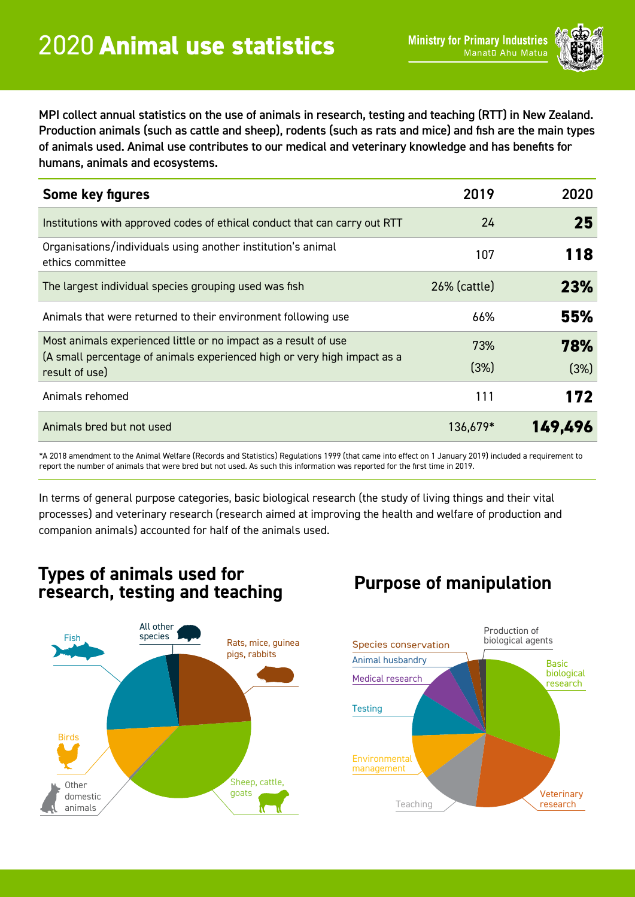# 2020 **Animal use statistics**

Ministry for Primary Industries
Manatū Ahu Matua

**MPI collect annual statistics on the use of animals in research, testing and teaching (RTT) in New Zealand. Production animals (such as cattle and sheep), rodents (such as rats and mice) and fish are the main types of animals used. Animal use contributes to our medical and veterinary knowledge and has benefits for humans, animals and ecosystems.**

| Some key figures | 2019 | 2020 |
|---|---|---|
| Institutions with approved codes of ethical conduct that can carry out RTT | 24 | **25** |
| Organisations/individuals using another institution's animal ethics committee | 107 | **118** |
| The largest individual species grouping used was fish | 26% (cattle) | **23%** |
| Animals that were returned to their environment following use | 66% | **55%** |
| Most animals experienced little or no impact as a result of use (A small percentage of animals experienced high or very high impact as a result of use) | 73% (3%) | **78%** (3%) |
| Animals rehomed | 111 | **172** |
| Animals bred but not used | 136,679* | **149,496** |

*A 2018 amendment to the Animal Welfare (Records and Statistics) Regulations 1999 (that came into effect on 1 January 2019) included a requirement to report the number of animals that were bred but not used. As such this information was reported for the first time in 2019.

In terms of general purpose categories, basic biological research (the study of living things and their vital processes) and veterinary research (research aimed at improving the health and welfare of production and companion animals) accounted for half of the animals used.

## Types of animals used for research, testing and teaching

Fish
All other species
Rats, mice, guinea pigs, rabbits
Birds
Other domestic animals
Sheep, cattle, goats

## Purpose of manipulation

Species conservation
Production of biological agents
Animal husbandry
Medical research
Basic biological research
Testing
Environmental management
Teaching
Veterinary research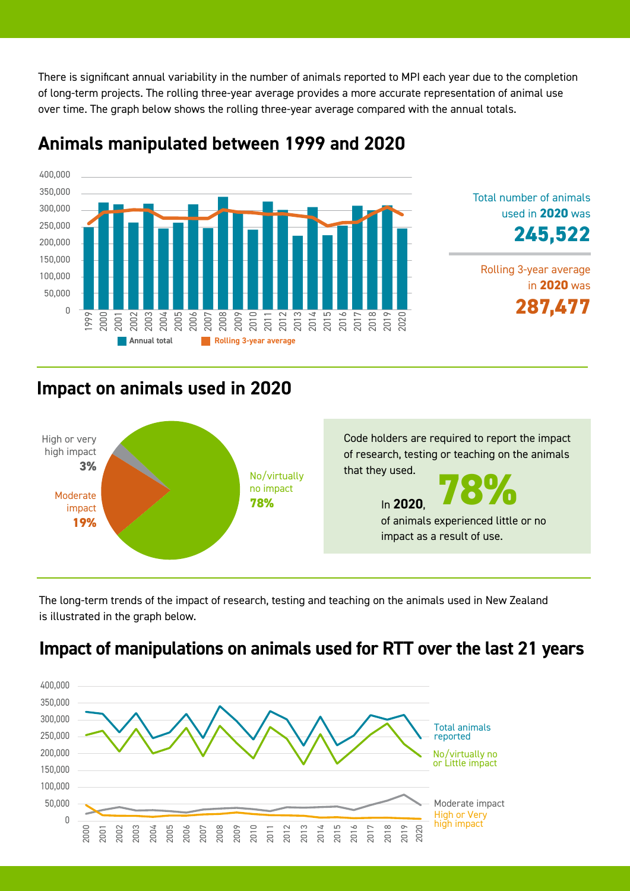There is significant annual variability in the number of animals reported to MPI each year due to the completion of long-term projects. The rolling three-year average provides a more accurate representation of animal use over time. The graph below shows the rolling three-year average compared with the annual totals.

## Animals manipulated between 1999 and 2020

Annual total | Rolling 3-year average

Total number of animals used in **2020** was

**245,522**

Rolling 3-year average in **2020** was

**287,477**

## Impact on animals used in 2020

High or very high impact **3%**

Moderate impact **19%**

No/virtually no impact **78%**

Code holders are required to report the impact of research, testing or teaching on the animals that they used.

In **2020**, **78%** of animals experienced little or no impact as a result of use.

The long-term trends of the impact of research, testing and teaching on the animals used in New Zealand is illustrated in the graph below.

## Impact of manipulations on animals used for RTT over the last 21 years

Total animals reported

No/virtually no or Little impact

Moderate impact

High or Very high impact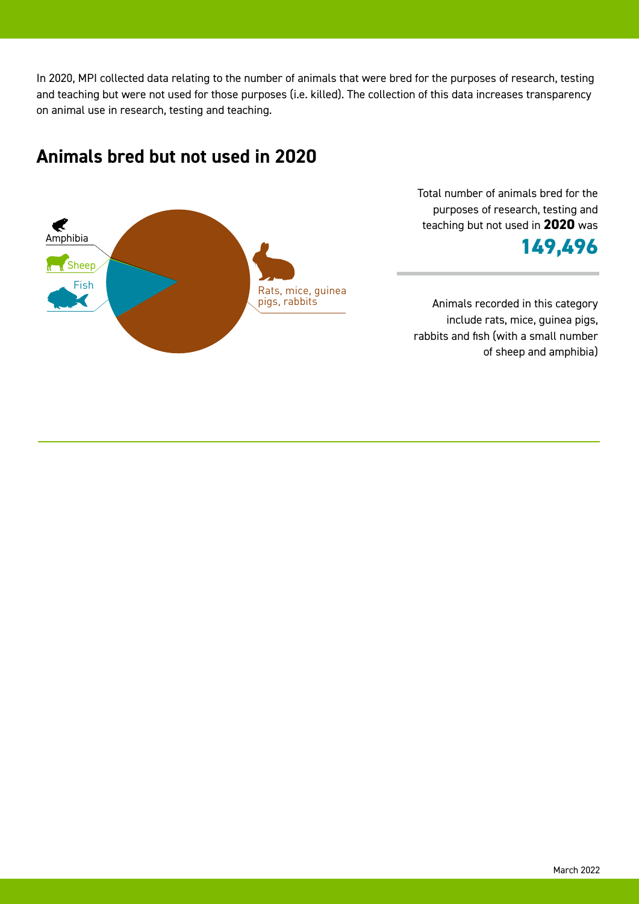In 2020, MPI collected data relating to the number of animals that were bred for the purposes of research, testing and teaching but were not used for those purposes (i.e. killed). The collection of this data increases transparency on animal use in research, testing and teaching.

## Animals bred but not used in 2020

Amphibia

Sheep

Fish

Rats, mice, guinea pigs, rabbits

Total number of animals bred for the purposes of research, testing and teaching but not used in **2020** was

**149,496**

Animals recorded in this category include rats, mice, guinea pigs, rabbits and fish (with a small number of sheep and amphibia)

March 2022